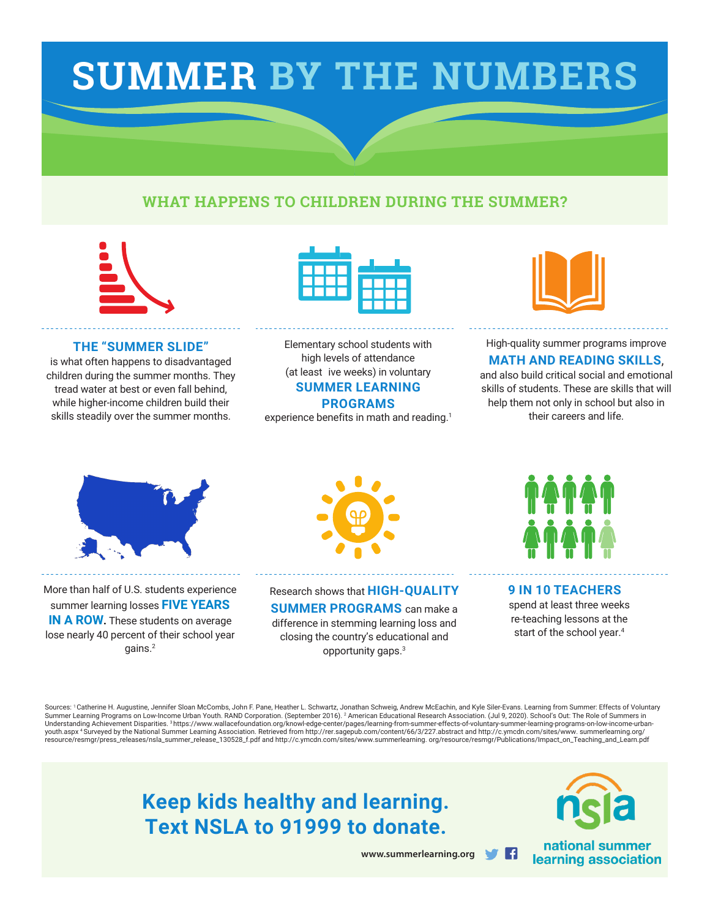# SUMMER BY THE NUMBERS

## WHAT HAPPENS TO CHILDREN DURING THE SUMMER?

**THE "SUMMER SLIDE"** is what often happens to disadvantaged children during the summer months. They tread water at best or even fall behind, while higher-income children build their skills steadily over the summer months.

Elementary school students with high levels of attendance (at least  ive weeks) in voluntary **SUMMER LEARNING PROGRAMS** experience benefits in math and reading.[1]

High-quality summer programs improve **MATH AND READING SKILLS**, and also build critical social and emotional skills of students. These are skills that will help them not only in school but also in their careers and life.

More than half of U.S. students experience summer learning losses **FIVE YEARS IN A ROW.** These students on average lose nearly 40 percent of their school year gains.[2]

Research shows that **HIGH-QUALITY SUMMER PROGRAMS** can make a difference in stemming learning loss and closing the country's educational and opportunity gaps.[3]

**9 IN 10 TEACHERS** spend at least three weeks re-teaching lessons at the start of the school year.[4]

Sources: [1] Catherine H. Augustine, Jennifer Sloan McCombs, John F. Pane, Heather L. Schwartz, Jonathan Schweig, Andrew McEachin, and Kyle Siler-Evans. Learning from Summer: Effects of Voluntary Summer Learning Programs on Low-Income Urban Youth. RAND Corporation. (September 2016). [2] American Educational Research Association. (Jul 9, 2020). School's Out: The Role of Summers in Understanding Achievement Disparities. [3] https://www.wallacefoundation.org/knowl-edge-center/pages/learning-from-summer-effects-of-voluntary-summer-learning-programs-on-low-income-urban-youth.aspx [4] Surveyed by the National Summer Learning Association. Retrieved from http://rer.sagepub.com/content/66/3/227.abstract and http://c.ymcdn.com/sites/www. summerlearning.org/resource/resmgr/press_releases/nsla_summer_release_130528_f.pdf and http://c.ymcdn.com/sites/www.summerlearning. org/resource/resmgr/Publications/Impact_on_Teaching_and_Learn.pdf

**Keep kids healthy and learning.**
**Text NSLA to 91999 to donate.**

www.summerlearning.org

nsla
national summer learning association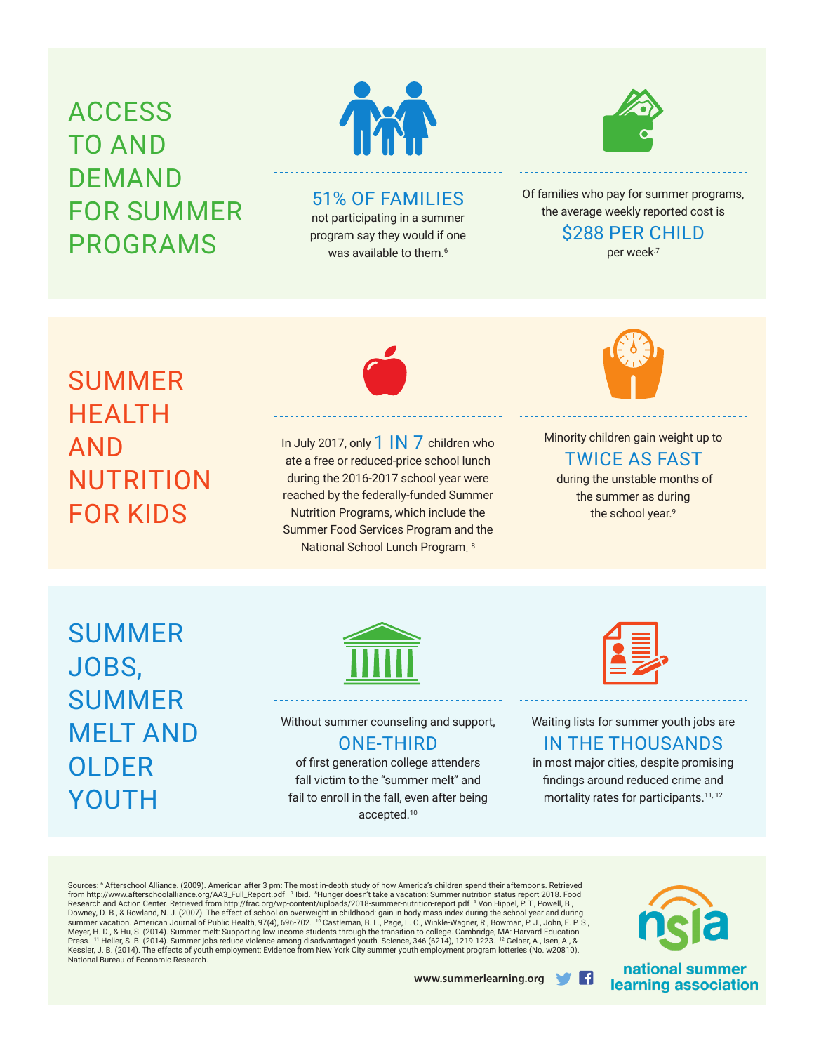## ACCESS TO AND DEMAND FOR SUMMER PROGRAMS

**51% OF FAMILIES** not participating in a summer program say they would if one was available to them.[6]

Of families who pay for summer programs, the average weekly reported cost is **$288 PER CHILD** per week.[7]

## SUMMER HEALTH AND NUTRITION FOR KIDS

In July 2017, only **1 IN 7** children who ate a free or reduced-price school lunch during the 2016-2017 school year were reached by the federally-funded Summer Nutrition Programs, which include the Summer Food Services Program and the National School Lunch Program.[8]

Minority children gain weight up to **TWICE AS FAST** during the unstable months of the summer as during the school year.[9]

## SUMMER JOBS, SUMMER MELT AND OLDER YOUTH

Without summer counseling and support, **ONE-THIRD** of first generation college attenders fall victim to the "summer melt" and fail to enroll in the fall, even after being accepted.[10]

Waiting lists for summer youth jobs are **IN THE THOUSANDS** in most major cities, despite promising findings around reduced crime and mortality rates for participants.[11, 12]

Sources: [6] Afterschool Alliance. (2009). American after 3 pm: The most in-depth study of how America's children spend their afternoons. Retrieved from http://www.afterschoolalliance.org/AA3_Full_Report.pdf [7] Ibid. [8]Hunger doesn't take a vacation: Summer nutrition status report 2018. Food Research and Action Center. Retrieved from http://frac.org/wp-content/uploads/2018-summer-nutrition-report.pdf [9] Von Hippel, P. T., Powell, B., Downey, D. B., & Rowland, N. J. (2007). The effect of school on overweight in childhood: gain in body mass index during the school year and during summer vacation. American Journal of Public Health, 97(4), 696-702. [10] Castleman, B. L., Page, L. C., Winkle-Wagner, R., Bowman, P. J., John, E. P. S., Meyer, H. D., & Hu, S. (2014). Summer melt: Supporting low-income students through the transition to college. Cambridge, MA: Harvard Education Press. [11] Heller, S. B. (2014). Summer jobs reduce violence among disadvantaged youth. Science, 346 (6214), 1219-1223. [12] Gelber, A., Isen, A., & Kessler, J. B. (2014). The effects of youth employment: Evidence from New York City summer youth employment program lotteries (No. w20810). National Bureau of Economic Research.

www.summerlearning.org

nsla national summer learning association